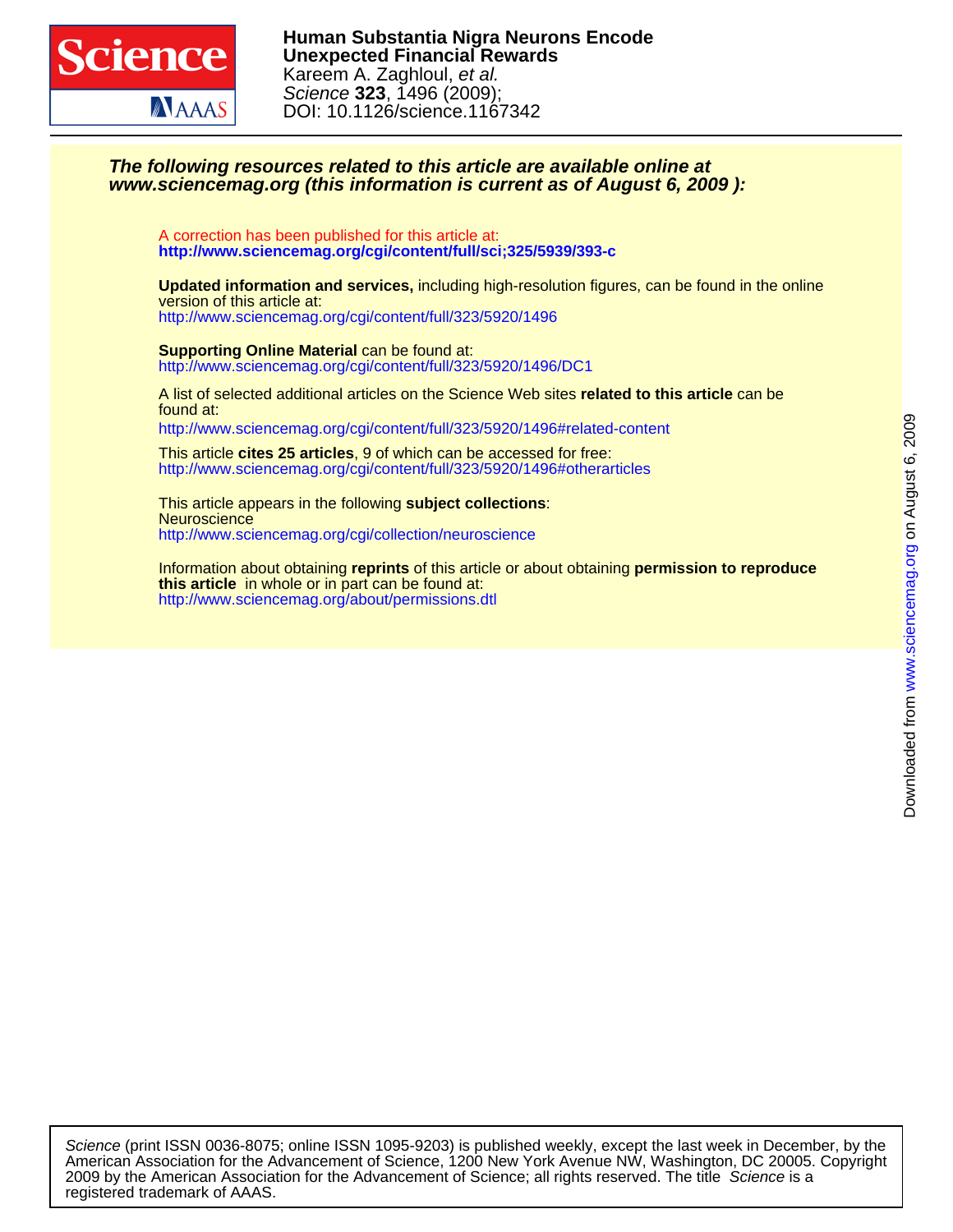**Human Substantia Nigra Neurons Encode Unexpected Financial Rewards**
Kareem A. Zaghloul, *et al.*
*Science* **323**, 1496 (2009);
DOI: 10.1126/science.1167342

***The following resources related to this article are available online at www.sciencemag.org (this information is current as of August 6, 2009 ):***

A correction has been published for this article at:
**http://www.sciencemag.org/cgi/content/full/sci;325/5939/393-c**

**Updated information and services,** including high-resolution figures, can be found in the online version of this article at:
http://www.sciencemag.org/cgi/content/full/323/5920/1496

**Supporting Online Material** can be found at:
http://www.sciencemag.org/cgi/content/full/323/5920/1496/DC1

A list of selected additional articles on the Science Web sites **related to this article** can be found at:
http://www.sciencemag.org/cgi/content/full/323/5920/1496#related-content

This article **cites 25 articles**, 9 of which can be accessed for free:
http://www.sciencemag.org/cgi/content/full/323/5920/1496#otherarticles

This article appears in the following **subject collections**:
Neuroscience
http://www.sciencemag.org/cgi/collection/neuroscience

Information about obtaining **reprints** of this article or about obtaining **permission to reproduce this article** in whole or in part can be found at:
http://www.sciencemag.org/about/permissions.dtl

Downloaded from www.sciencemag.org on August 6, 2009

*Science* (print ISSN 0036-8075; online ISSN 1095-9203) is published weekly, except the last week in December, by the American Association for the Advancement of Science, 1200 New York Avenue NW, Washington, DC 20005. Copyright 2009 by the American Association for the Advancement of Science; all rights reserved. The title *Science* is a registered trademark of AAAS.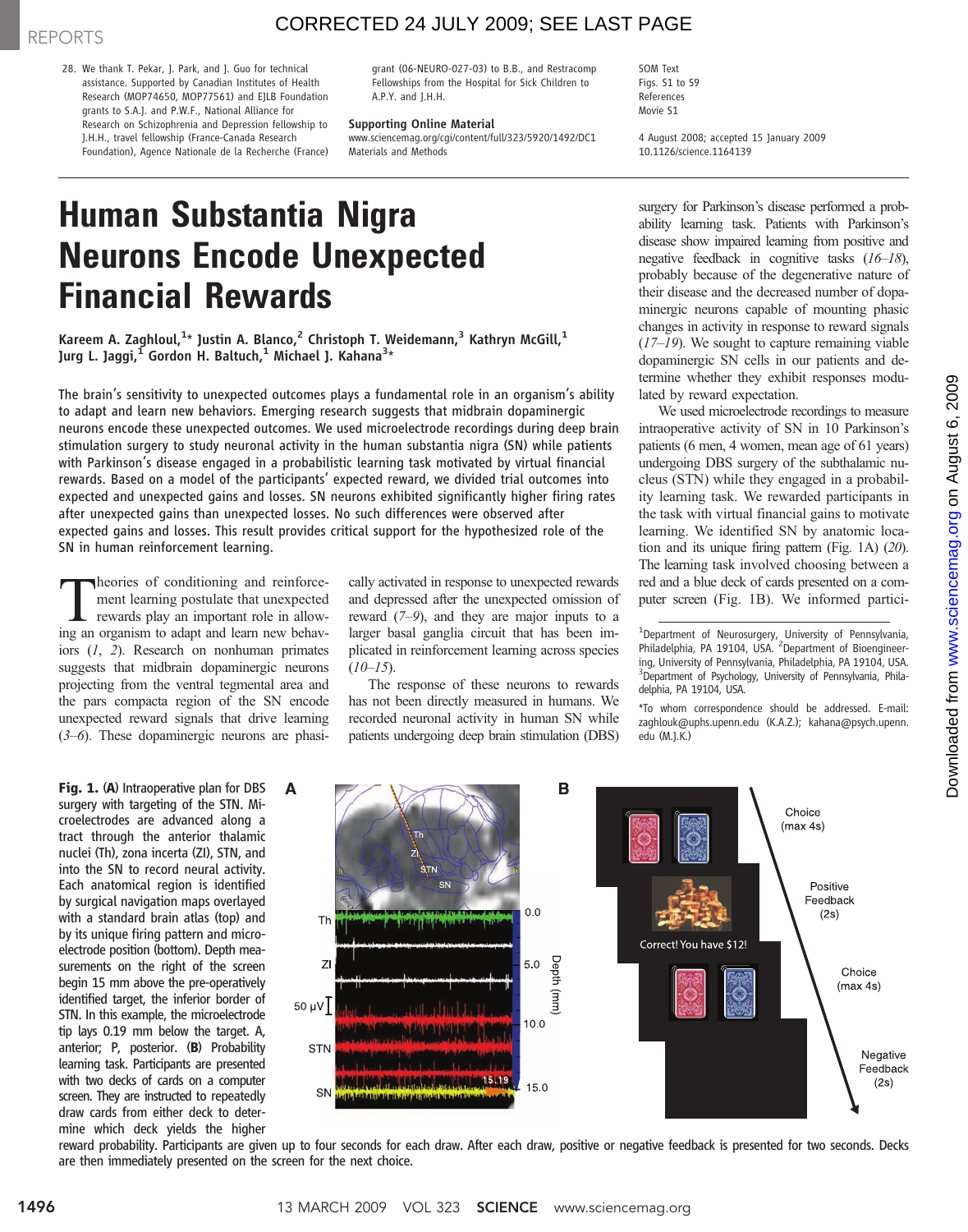28. We thank T. Pekar, J. Park, and J. Guo for technical assistance. Supported by Canadian Institutes of Health Research (MOP74650, MOP77561) and EJLB Foundation grants to S.A.J. and P.W.F., National Alliance for Research on Schizophrenia and Depression fellowship to J.H.H., travel fellowship (France-Canada Research Foundation), Agence Nationale de la Recherche (France) grant (06-NEURO-027-03) to B.B., and Restracomp Fellowships from the Hospital for Sick Children to A.P.Y. and J.H.H.

**Supporting Online Material**
www.sciencemag.org/cgi/content/full/323/5920/1492/DC1
Materials and Methods
SOM Text
Figs. S1 to S9
References
Movie S1

4 August 2008; accepted 15 January 2009
10.1126/science.1164139

# Human Substantia Nigra Neurons Encode Unexpected Financial Rewards

**Kareem A. Zaghloul,[1]* Justin A. Blanco,[2] Christoph T. Weidemann,[3] Kathryn McGill,[1] Jurg L. Jaggi,[1] Gordon H. Baltuch,[1] Michael J. Kahana[3]***

The brain's sensitivity to unexpected outcomes plays a fundamental role in an organism's ability to adapt and learn new behaviors. Emerging research suggests that midbrain dopaminergic neurons encode these unexpected outcomes. We used microelectrode recordings during deep brain stimulation surgery to study neuronal activity in the human substantia nigra (SN) while patients with Parkinson's disease engaged in a probabilistic learning task motivated by virtual financial rewards. Based on a model of the participants' expected reward, we divided trial outcomes into expected and unexpected gains and losses. SN neurons exhibited significantly higher firing rates after unexpected gains than unexpected losses. No such differences were observed after expected gains and losses. This result provides critical support for the hypothesized role of the SN in human reinforcement learning.

Theories of conditioning and reinforcement learning postulate that unexpected rewards play an important role in allowing an organism to adapt and learn new behaviors (*1*, *2*). Research on nonhuman primates suggests that midbrain dopaminergic neurons projecting from the ventral tegmental area and the pars compacta region of the SN encode unexpected reward signals that drive learning (*3*–*6*). These dopaminergic neurons are phasically activated in response to unexpected rewards and depressed after the unexpected omission of reward (*7*–*9*), and they are major inputs to a larger basal ganglia circuit that has been implicated in reinforcement learning across species (*10*–*15*).

The response of these neurons to rewards has not been directly measured in humans. We recorded neuronal activity in human SN while patients undergoing deep brain stimulation (DBS) surgery for Parkinson's disease performed a probability learning task. Patients with Parkinson's disease show impaired learning from positive and negative feedback in cognitive tasks (*16*–*18*), probably because of the degenerative nature of their disease and the decreased number of dopaminergic neurons capable of mounting phasic changes in activity in response to reward signals (*17*–*19*). We sought to capture remaining viable dopaminergic SN cells in our patients and determine whether they exhibit responses modulated by reward expectation.

We used microelectrode recordings to measure intraoperative activity of SN in 10 Parkinson's patients (6 men, 4 women, mean age of 61 years) undergoing DBS surgery of the subthalamic nucleus (STN) while they engaged in a probability learning task. We rewarded participants in the task with virtual financial gains to motivate learning. We identified SN by anatomic location and its unique firing pattern (Fig. 1A) (*20*). The learning task involved choosing between a red and a blue deck of cards presented on a computer screen (Fig. 1B). We informed partici-

[1]Department of Neurosurgery, University of Pennsylvania, Philadelphia, PA 19104, USA. [2]Department of Bioengineering, University of Pennsylvania, Philadelphia, PA 19104, USA. [3]Department of Psychology, University of Pennsylvania, Philadelphia, PA 19104, USA.

*To whom correspondence should be addressed. E-mail: zaghlouk@uphs.upenn.edu (K.A.Z.); kahana@psych.upenn.edu (M.J.K.)

**Fig. 1.** (**A**) Intraoperative plan for DBS surgery with targeting of the STN. Microelectrodes are advanced along a tract through the anterior thalamic nuclei (Th), zona incerta (ZI), STN, and into the SN to record neural activity. Each anatomical region is identified by surgical navigation maps overlayed with a standard brain atlas (top) and by its unique firing pattern and microelectrode position (bottom). Depth measurements on the right of the screen begin 15 mm above the pre-operatively identified target, the inferior border of STN. In this example, the microelectrode tip lays 0.19 mm below the target. A, anterior; P, posterior. (**B**) Probability learning task. Participants are presented with two decks of cards on a computer screen. They are instructed to repeatedly draw cards from either deck to determine which deck yields the higher reward probability. Participants are given up to four seconds for each draw. After each draw, positive or negative feedback is presented for two seconds. Decks are then immediately presented on the screen for the next choice.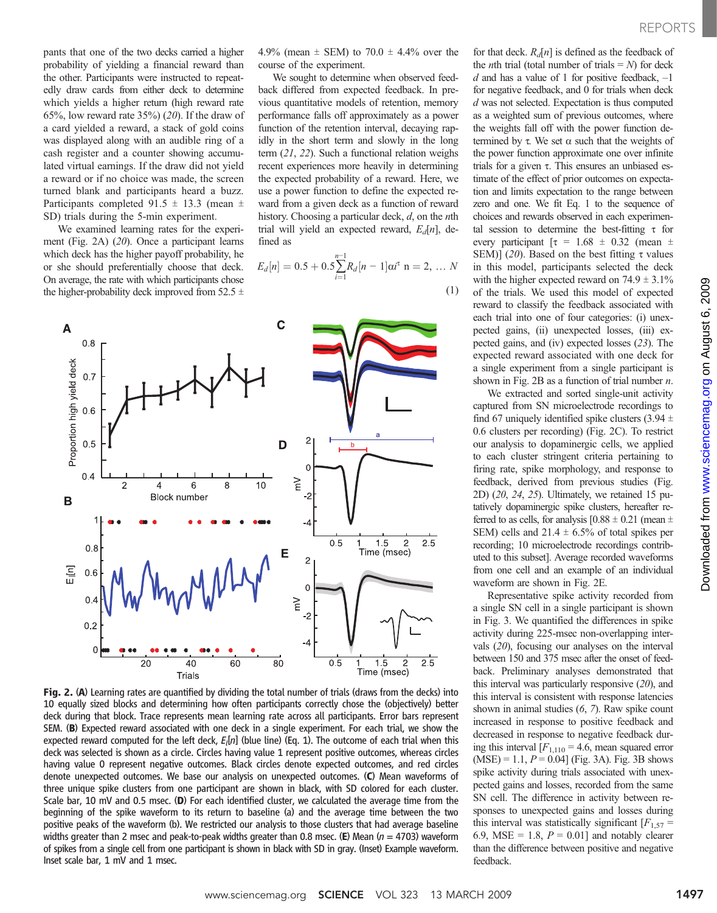pants that one of the two decks carried a higher probability of yielding a financial reward than the other. Participants were instructed to repeatedly draw cards from either deck to determine which yields a higher return (high reward rate 65%, low reward rate 35%) (20). If the draw of a card yielded a reward, a stack of gold coins was displayed along with an audible ring of a cash register and a counter showing accumulated virtual earnings. If the draw did not yield a reward or if no choice was made, the screen turned blank and participants heard a buzz. Participants completed 91.5 ± 13.3 (mean ± SD) trials during the 5-min experiment.

We examined learning rates for the experiment (Fig. 2A) (20). Once a participant learns which deck has the higher payoff probability, he or she should preferentially choose that deck. On average, the rate with which participants chose the higher-probability deck improved from 52.5 ± 4.9% (mean ± SEM) to 70.0 ± 4.4% over the course of the experiment.

We sought to determine when observed feedback differed from expected feedback. In previous quantitative models of retention, memory performance falls off approximately as a power function of the retention interval, decaying rapidly in the short term and slowly in the long term (21, 22). Such a functional relation weighs recent experiences more heavily in determining the expected probability of a reward. Here, we use a power function to define the expected reward from a given deck as a function of reward history. Choosing a particular deck, $d$, on the $n$th trial will yield an expected reward, $E_d[n]$, defined as

$$E_d[n] = 0.5 + 0.5\sum_{i=1}^{n-1} R_d[n-1]\alpha i^{\tau} \quad n = 2, \ldots N \tag{1}$$

for that deck. $R_d[n]$ is defined as the feedback of the $n$th trial (total number of trials = $N$) for deck $d$ and has a value of 1 for positive feedback, –1 for negative feedback, and 0 for trials when deck $d$ was not selected. Expectation is thus computed as a weighted sum of previous outcomes, where the weights fall off with the power function determined by $\tau$. We set $\alpha$ such that the weights of the power function approximate one over infinite trials for a given $\tau$. This ensures an unbiased estimate of the effect of prior outcomes on expectation and limits expectation to the range between zero and one. We fit Eq. 1 to the sequence of choices and rewards observed in each experimental session to determine the best-fitting $\tau$ for every participant [$\tau$ = 1.68 ± 0.32 (mean ± SEM)] (20). Based on the best fitting $\tau$ values in this model, participants selected the deck with the higher expected reward on 74.9 ± 3.1% of the trials. We used this model of expected reward to classify the feedback associated with each trial into one of four categories: (i) unexpected gains, (ii) unexpected losses, (iii) expected gains, and (iv) expected losses (23). The expected reward associated with one deck for a single experiment from a single participant is shown in Fig. 2B as a function of trial number $n$.

We extracted and sorted single-unit activity captured from SN microelectrode recordings to find 67 uniquely identified spike clusters (3.94 ± 0.6 clusters per recording) (Fig. 2C). To restrict our analysis to dopaminergic cells, we applied to each cluster stringent criteria pertaining to firing rate, spike morphology, and response to feedback, derived from previous studies (Fig. 2D) (20, 24, 25). Ultimately, we retained 15 putatively dopaminergic spike clusters, hereafter referred to as cells, for analysis [0.88 ± 0.21 (mean ± SEM) cells and 21.4 ± 6.5% of total spikes per recording; 10 microelectrode recordings contributed to this subset]. Average recorded waveforms from one cell and an example of an individual waveform are shown in Fig. 2E.

Representative spike activity recorded from a single SN cell in a single participant is shown in Fig. 3. We quantified the differences in spike activity during 225-msec non-overlapping intervals (20), focusing our analyses on the interval between 150 and 375 msec after the onset of feedback. Preliminary analyses demonstrated that this interval was particularly responsive (20), and this interval is consistent with response latencies shown in animal studies (6, 7). Raw spike count increased in response to positive feedback and decreased in response to negative feedback during this interval [$F_{1,110}$ = 4.6, mean squared error (MSE) = 1.1, $P$ = 0.04] (Fig. 3A). Fig. 3B shows spike activity during trials associated with unexpected gains and losses, recorded from the same SN cell. The difference in activity between responses to unexpected gains and losses during this interval was statistically significant [$F_{1,57}$ = 6.9, MSE = 1.8, $P$ = 0.01] and notably clearer than the difference between positive and negative feedback.

**Fig. 2.** (**A**) Learning rates are quantified by dividing the total number of trials (draws from the decks) into 10 equally sized blocks and determining how often participants correctly chose the (objectively) better deck during that block. Trace represents mean learning rate across all participants. Error bars represent SEM. (**B**) Expected reward associated with one deck in a single experiment. For each trial, we show the expected reward computed for the left deck, $E_l[n]$ (blue line) (Eq. 1). The outcome of each trial when this deck was selected is shown as a circle. Circles having value 1 represent positive outcomes, whereas circles having value 0 represent negative outcomes. Black circles denote expected outcomes, and red circles denote unexpected outcomes. We base our analysis on unexpected outcomes. (**C**) Mean waveforms of three unique spike clusters from one participant are shown in black, with SD colored for each cluster. Scale bar, 10 mV and 0.5 msec. (**D**) For each identified cluster, we calculated the average time from the beginning of the spike waveform to its return to baseline (a) and the average time between the two positive peaks of the waveform (b). We restricted our analysis to those clusters that had average baseline widths greater than 2 msec and peak-to-peak widths greater than 0.8 msec. (**E**) Mean ($n$ = 4703) waveform of spikes from a single cell from one participant is shown in black with SD in gray. (Inset) Example waveform. Inset scale bar, 1 mV and 1 msec.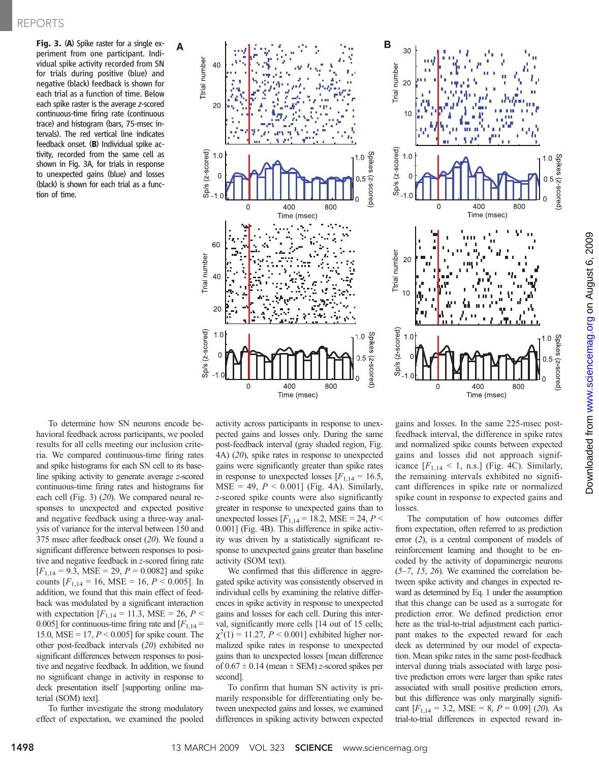**Fig. 3.** (**A**) Spike raster for a single experiment from one participant. Individual spike activity recorded from SN for trials during positive (blue) and negative (black) feedback is shown for each trial as a function of time. Below each spike raster is the average *z*-scored continuous-time firing rate (continuous trace) and histogram (bars, 75-msec intervals). The red vertical line indicates feedback onset. (**B**) Individual spike activity, recorded from the same cell as shown in Fig. 3A, for trials in response to unexpected gains (blue) and losses (black) is shown for each trial as a function of time.

To determine how SN neurons encode behavioral feedback across participants, we pooled results for all cells meeting our inclusion criteria. We compared continuous-time firing rates and spike histograms for each SN cell to its baseline spiking activity to generate average *z*-scored continuous-time firing rates and histograms for each cell (Fig. 3) (*20*). We compared responses to unexpected and expected positive and negative feedback using a three-way analysis of variance for the interval between 150 and 375 msec after feedback onset (*20*). We found a significant difference between responses to positive and negative feedback in *z*-scored firing rate [$F_{1,14}$ = 9.3, MSE = 29, $P$ = 0.0082] and spike counts [$F_{1,14}$ = 16, MSE = 16, $P$ < 0.005]. In addition, we found that this main effect of feedback was modulated by a significant interaction with expectation [$F_{1,14}$ = 11.3, MSE = 26, $P$ < 0.005] for continuous-time firing rate and [$F_{1,14}$ = 15.0, MSE = 17, $P$ < 0.005] for spike count. The other post-feedback intervals (*20*) exhibited no significant differences between responses to positive and negative feedback. In addition, we found no significant change in activity in response to deck presentation itself [supporting online material (SOM) text].

To further investigate the strong modulatory effect of expectation, we examined the pooled activity across participants in response to unexpected gains and losses only. During the same post-feedback interval (gray shaded region, Fig. 4A) (*20*), spike rates in response to unexpected gains were significantly greater than spike rates in response to unexpected losses [$F_{1,14}$ = 16.5, MSE = 49, $P$ < 0.001] (Fig. 4A). Similarly, *z*-scored spike counts were also significantly greater in response to unexpected gains than to unexpected losses [$F_{1,14}$ = 18.2, MSE = 24, $P$ < 0.001] (Fig. 4B). This difference in spike activity was driven by a statistically significant response to unexpected gains greater than baseline activity (SOM text).

We confirmed that this difference in aggregated spike activity was consistently observed in individual cells by examining the relative differences in spike activity in response to unexpected gains and losses for each cell. During this interval, significantly more cells [14 out of 15 cells; $\chi^2(1)$ = 11.27, $P$ < 0.001] exhibited higher normalized spike rates in response to unexpected gains than to unexpected losses [mean difference of 0.67 ± 0.14 (mean ± SEM) *z*-scored spikes per second].

To confirm that human SN activity is primarily responsible for differentiating only between unexpected gains and losses, we examined differences in spiking activity between expected gains and losses. In the same 225-msec post-feedback interval, the difference in spike rates and normalized spike counts between expected gains and losses did not approach significance [$F_{1,14}$ < 1, n.s.] (Fig. 4C). Similarly, the remaining intervals exhibited no significant differences in spike rate or normalized spike count in response to expected gains and losses.

The computation of how outcomes differ from expectation, often referred to as prediction error (*2*), is a central component of models of reinforcement learning and thought to be encoded by the activity of dopaminergic neurons (*5*–*7*, *15*, *26*). We examined the correlation between spike activity and changes in expected reward as determined by Eq. 1 under the assumption that this change can be used as a surrogate for prediction error. We defined prediction error here as the trial-to-trial adjustment each participant makes to the expected reward for each deck as determined by our model of expectation. Mean spike rates in the same post-feedback interval during trials associated with large positive prediction errors were larger than spike rates associated with small positive prediction errors, but this difference was only marginally significant [$F_{1,14}$ = 3.2, MSE = 8, $P$ = 0.09] (*20*). As trial-to-trial differences in expected reward in-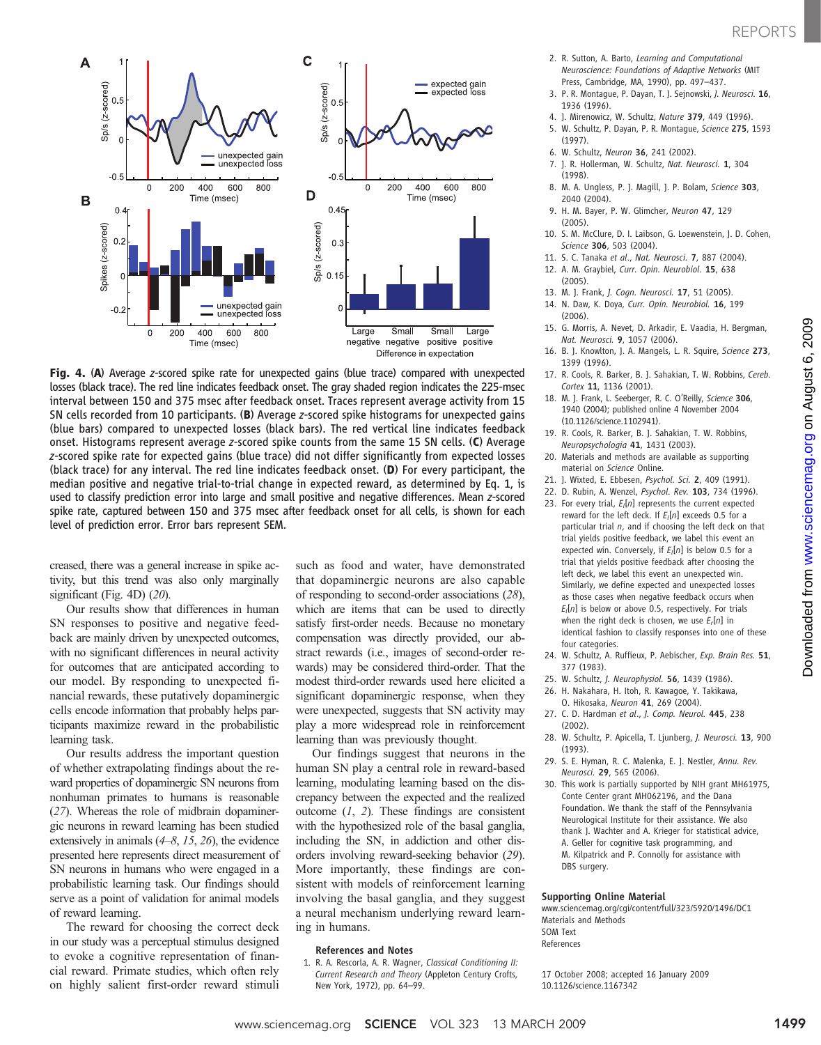**Fig. 4.** (**A**) Average *z*-scored spike rate for unexpected gains (blue trace) compared with unexpected losses (black trace). The red line indicates feedback onset. The gray shaded region indicates the 225-msec interval between 150 and 375 msec after feedback onset. Traces represent average activity from 15 SN cells recorded from 10 participants. (**B**) Average *z*-scored spike histograms for unexpected gains (blue bars) compared to unexpected losses (black bars). The red vertical line indicates feedback onset. Histograms represent average *z*-scored spike counts from the same 15 SN cells. (**C**) Average *z*-scored spike rate for expected gains (blue trace) did not differ significantly from expected losses (black trace) for any interval. The red line indicates feedback onset. (**D**) For every participant, the median positive and negative trial-to-trial change in expected reward, as determined by Eq. 1, is used to classify prediction error into large and small positive and negative differences. Mean *z*-scored spike rate, captured between 150 and 375 msec after feedback onset for all cells, is shown for each level of prediction error. Error bars represent SEM.

creased, there was a general increase in spike activity, but this trend was also only marginally significant (Fig. 4D) (*20*).

Our results show that differences in human SN responses to positive and negative feedback are mainly driven by unexpected outcomes, with no significant differences in neural activity for outcomes that are anticipated according to our model. By responding to unexpected financial rewards, these putatively dopaminergic cells encode information that probably helps participants maximize reward in the probabilistic learning task.

Our results address the important question of whether extrapolating findings about the reward properties of dopaminergic SN neurons from nonhuman primates to humans is reasonable (*27*). Whereas the role of midbrain dopaminergic neurons in reward learning has been studied extensively in animals (*4*–*8*, *15*, *26*), the evidence presented here represents direct measurement of SN neurons in humans who were engaged in a probabilistic learning task. Our findings should serve as a point of validation for animal models of reward learning.

The reward for choosing the correct deck in our study was a perceptual stimulus designed to evoke a cognitive representation of financial reward. Primate studies, which often rely on highly salient first-order reward stimuli such as food and water, have demonstrated that dopaminergic neurons are also capable of responding to second-order associations (*28*), which are items that can be used to directly satisfy first-order needs. Because no monetary compensation was directly provided, our abstract rewards (i.e., images of second-order rewards) may be considered third-order. That the modest third-order rewards used here elicited a significant dopaminergic response, when they were unexpected, suggests that SN activity may play a more widespread role in reinforcement learning than was previously thought.

Our findings suggest that neurons in the human SN play a central role in reward-based learning, modulating learning based on the discrepancy between the expected and the realized outcome (*1*, *2*). These findings are consistent with the hypothesized role of the basal ganglia, including the SN, in addiction and other disorders involving reward-seeking behavior (*29*). More importantly, these findings are consistent with models of reinforcement learning involving the basal ganglia, and they suggest a neural mechanism underlying reward learning in humans.

### References and Notes

1. R. A. Rescorla, A. R. Wagner, *Classical Conditioning II: Current Research and Theory* (Appleton Century Crofts, New York, 1972), pp. 64–99.
2. R. Sutton, A. Barto, *Learning and Computational Neuroscience: Foundations of Adaptive Networks* (MIT Press, Cambridge, MA, 1990), pp. 497–437.
3. P. R. Montague, P. Dayan, T. J. Sejnowski, *J. Neurosci.* **16**, 1936 (1996).
4. J. Mirenowicz, W. Schultz, *Nature* **379**, 449 (1996).
5. W. Schultz, P. Dayan, P. R. Montague, *Science* **275**, 1593 (1997).
6. W. Schultz, *Neuron* **36**, 241 (2002).
7. J. R. Hollerman, W. Schultz, *Nat. Neurosci.* **1**, 304 (1998).
8. M. A. Ungless, P. J. Magill, J. P. Bolam, *Science* **303**, 2040 (2004).
9. H. M. Bayer, P. W. Glimcher, *Neuron* **47**, 129 (2005).
10. S. M. McClure, D. I. Laibson, G. Loewenstein, J. D. Cohen, *Science* **306**, 503 (2004).
11. S. C. Tanaka *et al.*, *Nat. Neurosci.* **7**, 887 (2004).
12. A. M. Graybiel, *Curr. Opin. Neurobiol.* **15**, 638 (2005).
13. M. J. Frank, *J. Cogn. Neurosci.* **17**, 51 (2005).
14. N. Daw, K. Doya, *Curr. Opin. Neurobiol.* **16**, 199 (2006).
15. G. Morris, A. Nevet, D. Arkadir, E. Vaadia, H. Bergman, *Nat. Neurosci.* **9**, 1057 (2006).
16. B. J. Knowlton, J. A. Mangels, L. R. Squire, *Science* **273**, 1399 (1996).
17. R. Cools, R. Barker, B. J. Sahakian, T. W. Robbins, *Cereb. Cortex* **11**, 1136 (2001).
18. M. J. Frank, L. Seeberger, R. C. O'Reilly, *Science* **306**, 1940 (2004); published online 4 November 2004 (10.1126/science.1102941).
19. R. Cools, R. Barker, B. J. Sahakian, T. W. Robbins, *Neuropsychologia* **41**, 1431 (2003).
20. Materials and methods are available as supporting material on *Science* Online.
21. J. Wixted, E. Ebbesen, *Psychol. Sci.* **2**, 409 (1991).
22. D. Rubin, A. Wenzel, *Psychol. Rev.* **103**, 734 (1996).
23. For every trial, $E_l[n]$ represents the current expected reward for the left deck. If $E_l[n]$ exceeds 0.5 for a particular trial *n*, and if choosing the left deck on that trial yields positive feedback, we label this event an expected win. Conversely, if $E_l[n]$ is below 0.5 for a trial that yields positive feedback after choosing the left deck, we label this event an unexpected win. Similarly, we define expected and unexpected losses as those cases when negative feedback occurs when $E_l[n]$ is below or above 0.5, respectively. For trials when the right deck is chosen, we use $E_r[n]$ in identical fashion to classify responses into one of these four categories.
24. W. Schultz, A. Ruffieux, P. Aebischer, *Exp. Brain Res.* **51**, 377 (1983).
25. W. Schultz, *J. Neurophysiol.* **56**, 1439 (1986).
26. H. Nakahara, H. Itoh, R. Kawagoe, Y. Takikawa, O. Hikosaka, *Neuron* **41**, 269 (2004).
27. C. D. Hardman *et al.*, *J. Comp. Neurol.* **445**, 238 (2002).
28. W. Schultz, P. Apicella, T. Ljungberg, *J. Neurosci.* **13**, 900 (1993).
29. S. E. Hyman, R. C. Malenka, E. J. Nestler, *Annu. Rev. Neurosci.* **29**, 565 (2006).
30. This work is partially supported by NIH grant MH61975, Conte Center grant MH062196, and the Dana Foundation. We thank the staff of the Pennsylvania Neurological Institute for their assistance. We also thank J. Wachter and A. Krieger for statistical advice, A. Geller for cognitive task programming, and M. Kilpatrick and P. Connolly for assistance with DBS surgery.

### Supporting Online Material

www.sciencemag.org/cgi/content/full/323/5920/1496/DC1
Materials and Methods
SOM Text
References

17 October 2008; accepted 16 January 2009
10.1126/science.1167342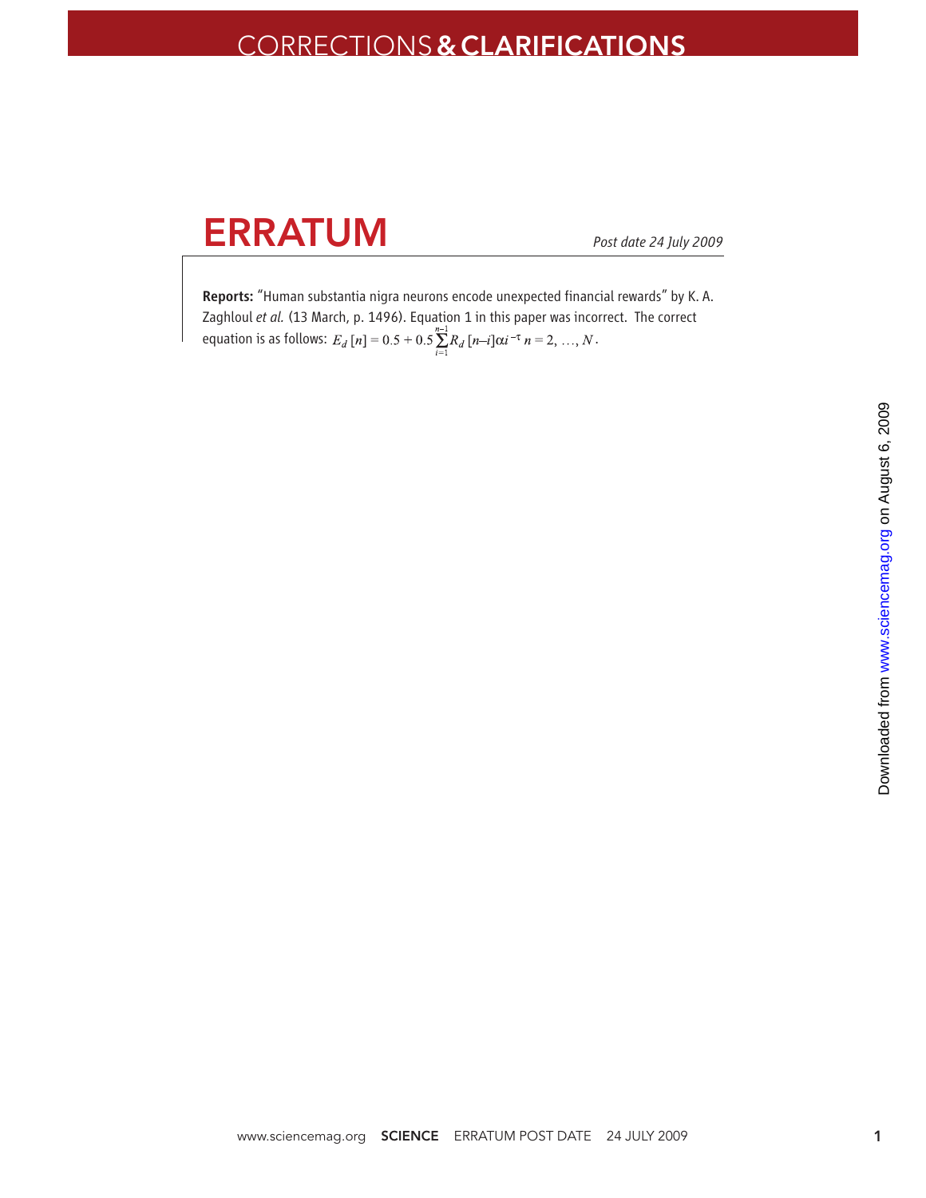# CORRECTIONS & CLARIFICATIONS

## ERRATUM

*Post date 24 July 2009*

**Reports:** "Human substantia nigra neurons encode unexpected financial rewards" by K. A. Zaghloul *et al.* (13 March, p. 1496). Equation 1 in this paper was incorrect. The correct equation is as follows: $E_d[n] = 0.5 + 0.5\sum_{i=1}^{n-1} R_d[n-i]\alpha i^{-\tau}\ n = 2, \ldots, N$.